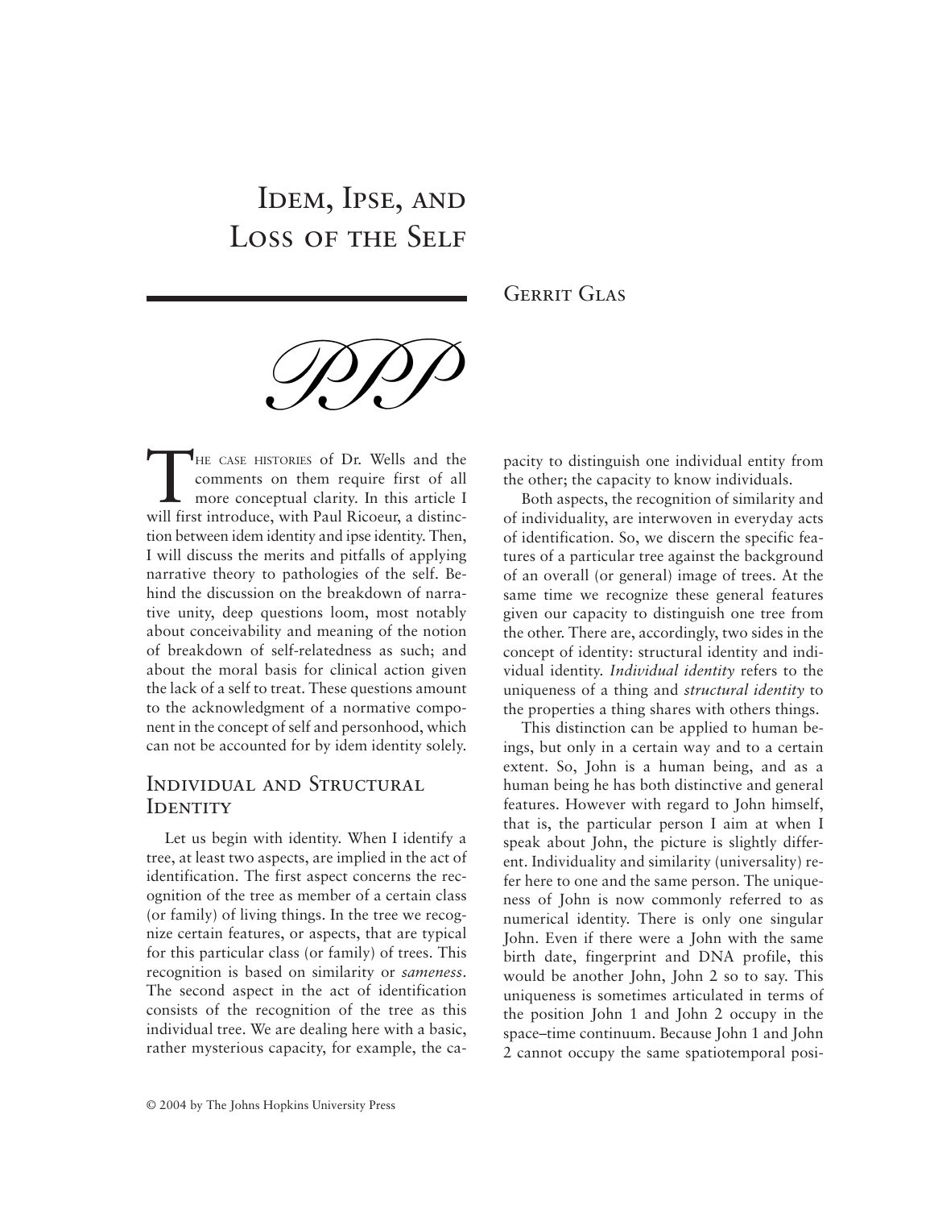# Idem, Ipse, and Loss of the Self

Gerrit Glas

PPP

The case histories of Dr. Wells and the comments on them require first of all more conceptual clarity. In this article I will first introduce, with Paul Ricoeur, a distinction between idem identity and ipse identity. Then, I will discuss the merits and pitfalls of applying narrative theory to pathologies of the self. Behind the discussion on the breakdown of narrative unity, deep questions loom, most notably about conceivability and meaning of the notion of breakdown of self-relatedness as such; and about the moral basis for clinical action given the lack of a self to treat. These questions amount to the acknowledgment of a normative component in the concept of self and personhood, which can not be accounted for by idem identity solely.

## Individual and Structural Identity

Let us begin with identity. When I identify a tree, at least two aspects, are implied in the act of identification. The first aspect concerns the recognition of the tree as member of a certain class (or family) of living things. In the tree we recognize certain features, or aspects, that are typical for this particular class (or family) of trees. This recognition is based on similarity or *sameness*. The second aspect in the act of identification consists of the recognition of the tree as this individual tree. We are dealing here with a basic, rather mysterious capacity, for example, the capacity to distinguish one individual entity from the other; the capacity to know individuals.

Both aspects, the recognition of similarity and of individuality, are interwoven in everyday acts of identification. So, we discern the specific features of a particular tree against the background of an overall (or general) image of trees. At the same time we recognize these general features given our capacity to distinguish one tree from the other. There are, accordingly, two sides in the concept of identity: structural identity and individual identity. *Individual identity* refers to the uniqueness of a thing and *structural identity* to the properties a thing shares with others things.

This distinction can be applied to human beings, but only in a certain way and to a certain extent. So, John is a human being, and as a human being he has both distinctive and general features. However with regard to John himself, that is, the particular person I aim at when I speak about John, the picture is slightly different. Individuality and similarity (universality) refer here to one and the same person. The uniqueness of John is now commonly referred to as numerical identity. There is only one singular John. Even if there were a John with the same birth date, fingerprint and DNA profile, this would be another John, John 2 so to say. This uniqueness is sometimes articulated in terms of the position John 1 and John 2 occupy in the space–time continuum. Because John 1 and John 2 cannot occupy the same spatiotemporal posi-

© 2004 by The Johns Hopkins University Press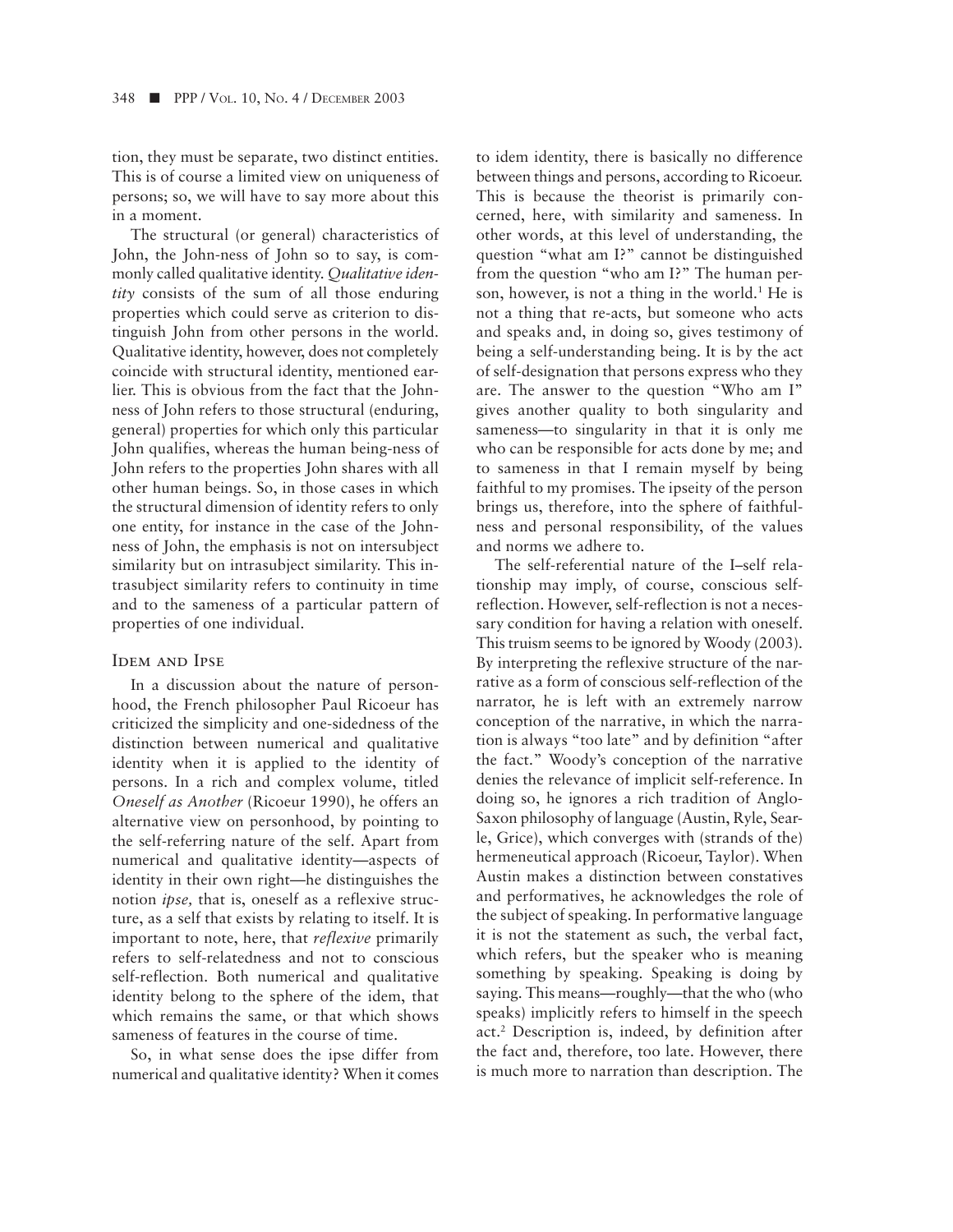tion, they must be separate, two distinct entities. This is of course a limited view on uniqueness of persons; so, we will have to say more about this in a moment.

The structural (or general) characteristics of John, the John-ness of John so to say, is commonly called qualitative identity. *Qualitative identity* consists of the sum of all those enduring properties which could serve as criterion to distinguish John from other persons in the world. Qualitative identity, however, does not completely coincide with structural identity, mentioned earlier. This is obvious from the fact that the John-ness of John refers to those structural (enduring, general) properties for which only this particular John qualifies, whereas the human being-ness of John refers to the properties John shares with all other human beings. So, in those cases in which the structural dimension of identity refers to only one entity, for instance in the case of the John-ness of John, the emphasis is not on intersubject similarity but on intrasubject similarity. This intrasubject similarity refers to continuity in time and to the sameness of a particular pattern of properties of one individual.

## Idem and Ipse

In a discussion about the nature of personhood, the French philosopher Paul Ricoeur has criticized the simplicity and one-sidedness of the distinction between numerical and qualitative identity when it is applied to the identity of persons. In a rich and complex volume, titled *Oneself as Another* (Ricoeur 1990), he offers an alternative view on personhood, by pointing to the self-referring nature of the self. Apart from numerical and qualitative identity—aspects of identity in their own right—he distinguishes the notion *ipse,* that is, oneself as a reflexive structure, as a self that exists by relating to itself. It is important to note, here, that *reflexive* primarily refers to self-relatedness and not to conscious self-reflection. Both numerical and qualitative identity belong to the sphere of the idem, that which remains the same, or that which shows sameness of features in the course of time.

So, in what sense does the ipse differ from numerical and qualitative identity? When it comes to idem identity, there is basically no difference between things and persons, according to Ricoeur. This is because the theorist is primarily concerned, here, with similarity and sameness. In other words, at this level of understanding, the question "what am I?" cannot be distinguished from the question "who am I?" The human person, however, is not a thing in the world.[1] He is not a thing that re-acts, but someone who acts and speaks and, in doing so, gives testimony of being a self-understanding being. It is by the act of self-designation that persons express who they are. The answer to the question "Who am I" gives another quality to both singularity and sameness—to singularity in that it is only me who can be responsible for acts done by me; and to sameness in that I remain myself by being faithful to my promises. The ipseity of the person brings us, therefore, into the sphere of faithfulness and personal responsibility, of the values and norms we adhere to.

The self-referential nature of the I–self relationship may imply, of course, conscious self-reflection. However, self-reflection is not a necessary condition for having a relation with oneself. This truism seems to be ignored by Woody (2003). By interpreting the reflexive structure of the narrative as a form of conscious self-reflection of the narrator, he is left with an extremely narrow conception of the narrative, in which the narration is always "too late" and by definition "after the fact." Woody's conception of the narrative denies the relevance of implicit self-reference. In doing so, he ignores a rich tradition of Anglo-Saxon philosophy of language (Austin, Ryle, Searle, Grice), which converges with (strands of the) hermeneutical approach (Ricoeur, Taylor). When Austin makes a distinction between constatives and performatives, he acknowledges the role of the subject of speaking. In performative language it is not the statement as such, the verbal fact, which refers, but the speaker who is meaning something by speaking. Speaking is doing by saying. This means—roughly—that the who (who speaks) implicitly refers to himself in the speech act.[2] Description is, indeed, by definition after the fact and, therefore, too late. However, there is much more to narration than description. The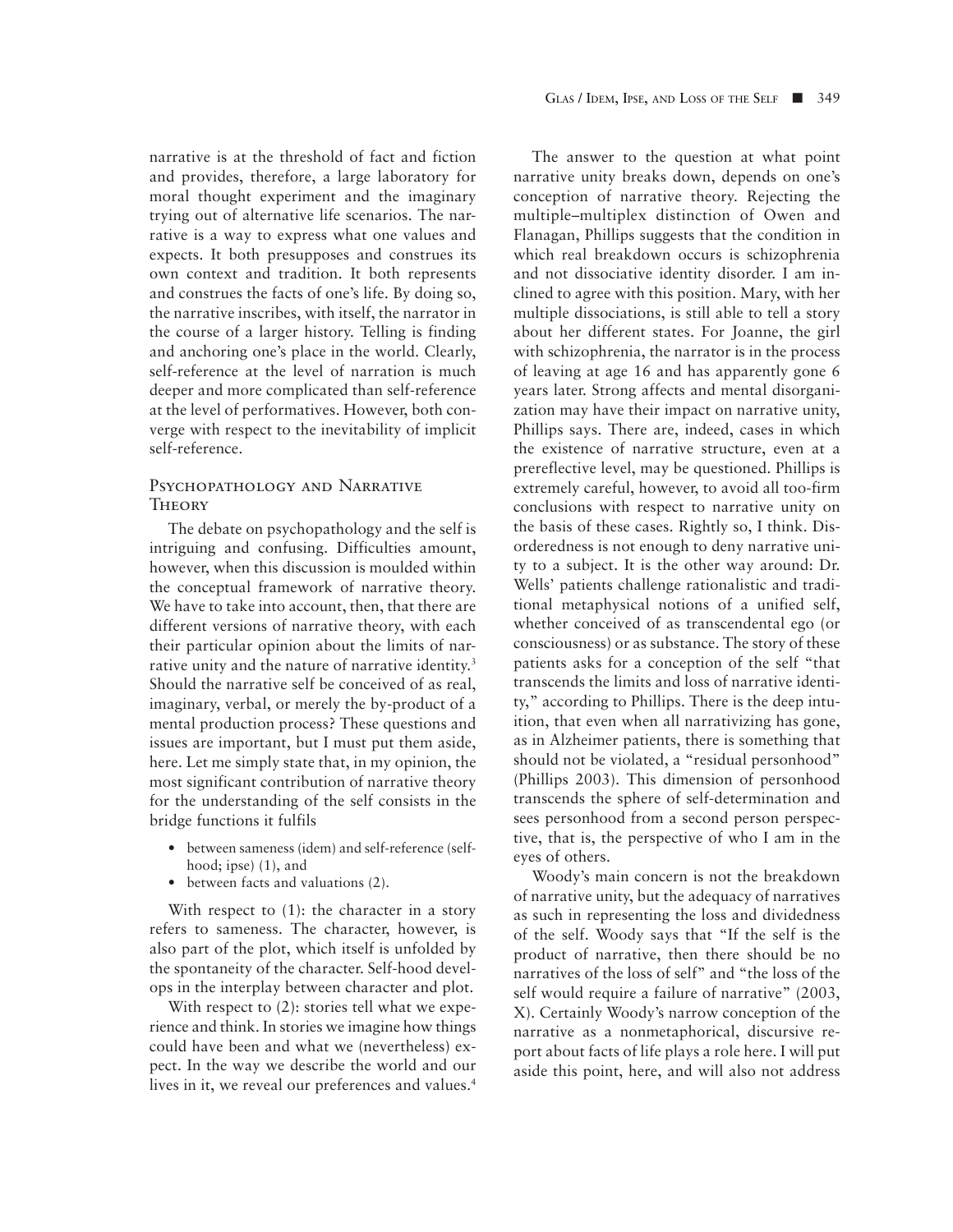narrative is at the threshold of fact and fiction and provides, therefore, a large laboratory for moral thought experiment and the imaginary trying out of alternative life scenarios. The narrative is a way to express what one values and expects. It both presupposes and construes its own context and tradition. It both represents and construes the facts of one's life. By doing so, the narrative inscribes, with itself, the narrator in the course of a larger history. Telling is finding and anchoring one's place in the world. Clearly, self-reference at the level of narration is much deeper and more complicated than self-reference at the level of performatives. However, both converge with respect to the inevitability of implicit self-reference.

## Psychopathology and Narrative Theory

The debate on psychopathology and the self is intriguing and confusing. Difficulties amount, however, when this discussion is moulded within the conceptual framework of narrative theory. We have to take into account, then, that there are different versions of narrative theory, with each their particular opinion about the limits of narrative unity and the nature of narrative identity.[3] Should the narrative self be conceived of as real, imaginary, verbal, or merely the by-product of a mental production process? These questions and issues are important, but I must put them aside, here. Let me simply state that, in my opinion, the most significant contribution of narrative theory for the understanding of the self consists in the bridge functions it fulfils

- between sameness (idem) and self-reference (selfhood; ipse) (1), and
- between facts and valuations (2).

With respect to (1): the character in a story refers to sameness. The character, however, is also part of the plot, which itself is unfolded by the spontaneity of the character. Self-hood develops in the interplay between character and plot.

With respect to (2): stories tell what we experience and think. In stories we imagine how things could have been and what we (nevertheless) expect. In the way we describe the world and our lives in it, we reveal our preferences and values.[4]

The answer to the question at what point narrative unity breaks down, depends on one's conception of narrative theory. Rejecting the multiple–multiplex distinction of Owen and Flanagan, Phillips suggests that the condition in which real breakdown occurs is schizophrenia and not dissociative identity disorder. I am inclined to agree with this position. Mary, with her multiple dissociations, is still able to tell a story about her different states. For Joanne, the girl with schizophrenia, the narrator is in the process of leaving at age 16 and has apparently gone 6 years later. Strong affects and mental disorganization may have their impact on narrative unity, Phillips says. There are, indeed, cases in which the existence of narrative structure, even at a prereflective level, may be questioned. Phillips is extremely careful, however, to avoid all too-firm conclusions with respect to narrative unity on the basis of these cases. Rightly so, I think. Disorderedness is not enough to deny narrative unity to a subject. It is the other way around: Dr. Wells' patients challenge rationalistic and traditional metaphysical notions of a unified self, whether conceived of as transcendental ego (or consciousness) or as substance. The story of these patients asks for a conception of the self "that transcends the limits and loss of narrative identity," according to Phillips. There is the deep intuition, that even when all narrativizing has gone, as in Alzheimer patients, there is something that should not be violated, a "residual personhood" (Phillips 2003). This dimension of personhood transcends the sphere of self-determination and sees personhood from a second person perspective, that is, the perspective of who I am in the eyes of others.

Woody's main concern is not the breakdown of narrative unity, but the adequacy of narratives as such in representing the loss and dividedness of the self. Woody says that "If the self is the product of narrative, then there should be no narratives of the loss of self" and "the loss of the self would require a failure of narrative" (2003, X). Certainly Woody's narrow conception of the narrative as a nonmetaphorical, discursive report about facts of life plays a role here. I will put aside this point, here, and will also not address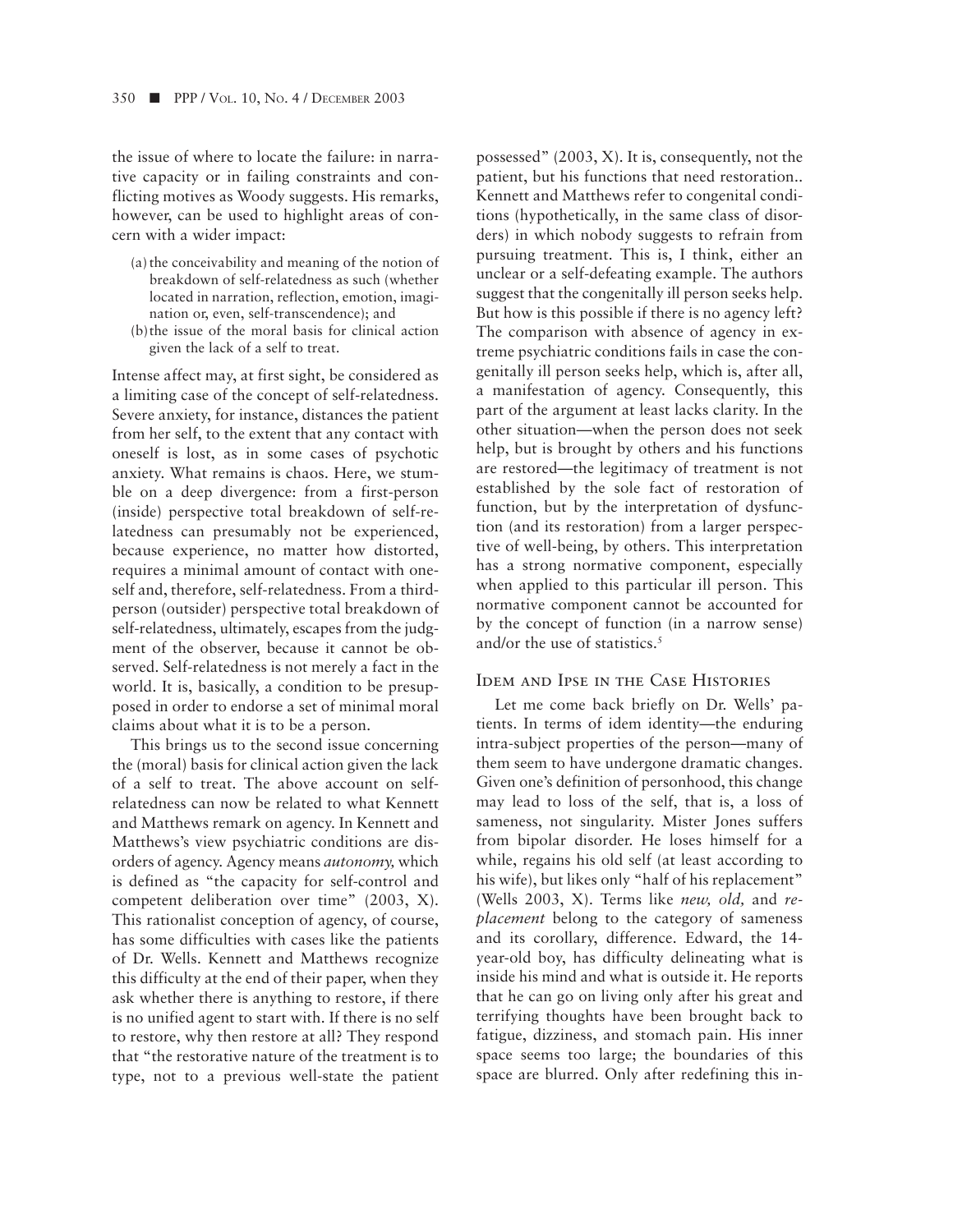the issue of where to locate the failure: in narrative capacity or in failing constraints and conflicting motives as Woody suggests. His remarks, however, can be used to highlight areas of concern with a wider impact:

(a) the conceivability and meaning of the notion of breakdown of self-relatedness as such (whether located in narration, reflection, emotion, imagination or, even, self-transcendence); and
(b) the issue of the moral basis for clinical action given the lack of a self to treat.

Intense affect may, at first sight, be considered as a limiting case of the concept of self-relatedness. Severe anxiety, for instance, distances the patient from her self, to the extent that any contact with oneself is lost, as in some cases of psychotic anxiety. What remains is chaos. Here, we stumble on a deep divergence: from a first-person (inside) perspective total breakdown of self-relatedness can presumably not be experienced, because experience, no matter how distorted, requires a minimal amount of contact with oneself and, therefore, self-relatedness. From a third-person (outsider) perspective total breakdown of self-relatedness, ultimately, escapes from the judgment of the observer, because it cannot be observed. Self-relatedness is not merely a fact in the world. It is, basically, a condition to be presupposed in order to endorse a set of minimal moral claims about what it is to be a person.

This brings us to the second issue concerning the (moral) basis for clinical action given the lack of a self to treat. The above account on self-relatedness can now be related to what Kennett and Matthews remark on agency. In Kennett and Matthews's view psychiatric conditions are disorders of agency. Agency means *autonomy,* which is defined as "the capacity for self-control and competent deliberation over time" (2003, X). This rationalist conception of agency, of course, has some difficulties with cases like the patients of Dr. Wells. Kennett and Matthews recognize this difficulty at the end of their paper, when they ask whether there is anything to restore, if there is no unified agent to start with. If there is no self to restore, why then restore at all? They respond that "the restorative nature of the treatment is to type, not to a previous well-state the patient possessed" (2003, X). It is, consequently, not the patient, but his functions that need restoration.. Kennett and Matthews refer to congenital conditions (hypothetically, in the same class of disorders) in which nobody suggests to refrain from pursuing treatment. This is, I think, either an unclear or a self-defeating example. The authors suggest that the congenitally ill person seeks help. But how is this possible if there is no agency left? The comparison with absence of agency in extreme psychiatric conditions fails in case the congenitally ill person seeks help, which is, after all, a manifestation of agency. Consequently, this part of the argument at least lacks clarity. In the other situation—when the person does not seek help, but is brought by others and his functions are restored—the legitimacy of treatment is not established by the sole fact of restoration of function, but by the interpretation of dysfunction (and its restoration) from a larger perspective of well-being, by others. This interpretation has a strong normative component, especially when applied to this particular ill person. This normative component cannot be accounted for by the concept of function (in a narrow sense) and/or the use of statistics.[5]

## Idem and Ipse in the Case Histories

Let me come back briefly on Dr. Wells' patients. In terms of idem identity—the enduring intra-subject properties of the person—many of them seem to have undergone dramatic changes. Given one's definition of personhood, this change may lead to loss of the self, that is, a loss of sameness, not singularity. Mister Jones suffers from bipolar disorder. He loses himself for a while, regains his old self (at least according to his wife), but likes only "half of his replacement" (Wells 2003, X). Terms like *new, old,* and *replacement* belong to the category of sameness and its corollary, difference. Edward, the 14-year-old boy, has difficulty delineating what is inside his mind and what is outside it. He reports that he can go on living only after his great and terrifying thoughts have been brought back to fatigue, dizziness, and stomach pain. His inner space seems too large; the boundaries of this space are blurred. Only after redefining this in-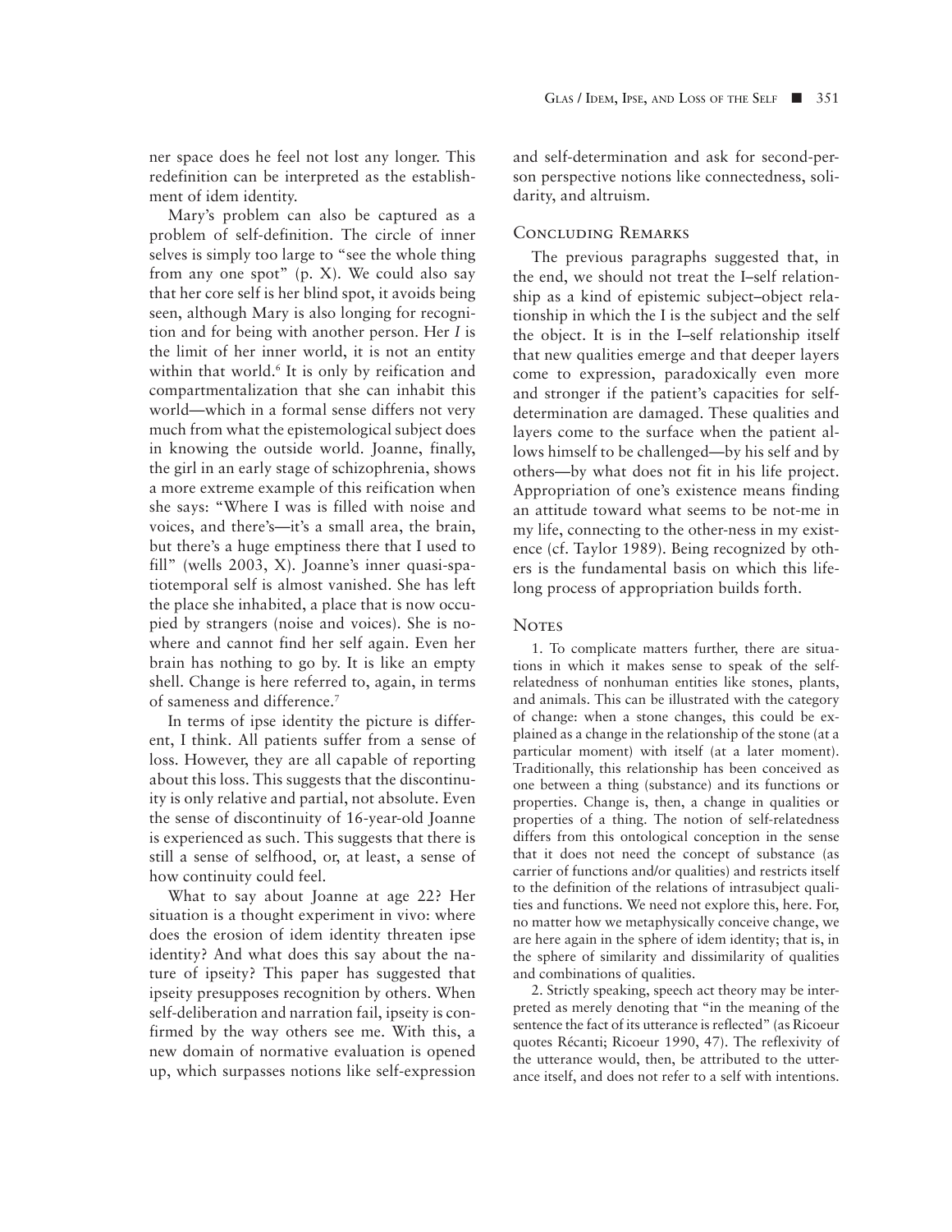ner space does he feel not lost any longer. This redefinition can be interpreted as the establishment of idem identity.

Mary's problem can also be captured as a problem of self-definition. The circle of inner selves is simply too large to "see the whole thing from any one spot" (p. X). We could also say that her core self is her blind spot, it avoids being seen, although Mary is also longing for recognition and for being with another person. Her *I* is the limit of her inner world, it is not an entity within that world.[6] It is only by reification and compartmentalization that she can inhabit this world—which in a formal sense differs not very much from what the epistemological subject does in knowing the outside world. Joanne, finally, the girl in an early stage of schizophrenia, shows a more extreme example of this reification when she says: "Where I was is filled with noise and voices, and there's—it's a small area, the brain, but there's a huge emptiness there that I used to fill" (wells 2003, X). Joanne's inner quasi-spatiotemporal self is almost vanished. She has left the place she inhabited, a place that is now occupied by strangers (noise and voices). She is nowhere and cannot find her self again. Even her brain has nothing to go by. It is like an empty shell. Change is here referred to, again, in terms of sameness and difference.[7]

In terms of ipse identity the picture is different, I think. All patients suffer from a sense of loss. However, they are all capable of reporting about this loss. This suggests that the discontinuity is only relative and partial, not absolute. Even the sense of discontinuity of 16-year-old Joanne is experienced as such. This suggests that there is still a sense of selfhood, or, at least, a sense of how continuity could feel.

What to say about Joanne at age 22? Her situation is a thought experiment in vivo: where does the erosion of idem identity threaten ipse identity? And what does this say about the nature of ipseity? This paper has suggested that ipseity presupposes recognition by others. When self-deliberation and narration fail, ipseity is confirmed by the way others see me. With this, a new domain of normative evaluation is opened up, which surpasses notions like self-expression and self-determination and ask for second-person perspective notions like connectedness, solidarity, and altruism.

## Concluding Remarks

The previous paragraphs suggested that, in the end, we should not treat the I–self relationship as a kind of epistemic subject–object relationship in which the I is the subject and the self the object. It is in the I–self relationship itself that new qualities emerge and that deeper layers come to expression, paradoxically even more and stronger if the patient's capacities for self-determination are damaged. These qualities and layers come to the surface when the patient allows himself to be challenged—by his self and by others—by what does not fit in his life project. Appropriation of one's existence means finding an attitude toward what seems to be not-me in my life, connecting to the other-ness in my existence (cf. Taylor 1989). Being recognized by others is the fundamental basis on which this lifelong process of appropriation builds forth.

## Notes

1. To complicate matters further, there are situations in which it makes sense to speak of the self-relatedness of nonhuman entities like stones, plants, and animals. This can be illustrated with the category of change: when a stone changes, this could be explained as a change in the relationship of the stone (at a particular moment) with itself (at a later moment). Traditionally, this relationship has been conceived as one between a thing (substance) and its functions or properties. Change is, then, a change in qualities or properties of a thing. The notion of self-relatedness differs from this ontological conception in the sense that it does not need the concept of substance (as carrier of functions and/or qualities) and restricts itself to the definition of the relations of intrasubject qualities and functions. We need not explore this, here. For, no matter how we metaphysically conceive change, we are here again in the sphere of idem identity; that is, in the sphere of similarity and dissimilarity of qualities and combinations of qualities.

2. Strictly speaking, speech act theory may be interpreted as merely denoting that "in the meaning of the sentence the fact of its utterance is reflected" (as Ricoeur quotes Récanti; Ricoeur 1990, 47). The reflexivity of the utterance would, then, be attributed to the utterance itself, and does not refer to a self with intentions.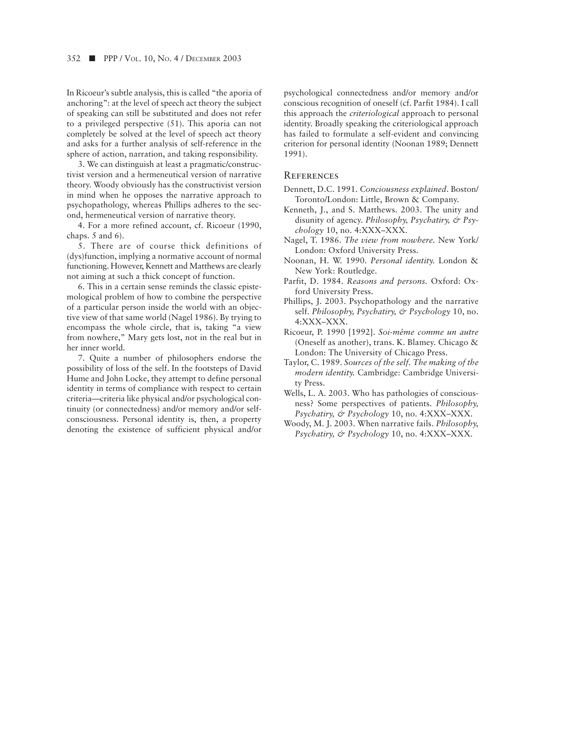In Ricoeur's subtle analysis, this is called "the aporia of anchoring": at the level of speech act theory the subject of speaking can still be substituted and does not refer to a privileged perspective (51). This aporia can not completely be solved at the level of speech act theory and asks for a further analysis of self-reference in the sphere of action, narration, and taking responsibility.

3. We can distinguish at least a pragmatic/constructivist version and a hermeneutical version of narrative theory. Woody obviously has the constructivist version in mind when he opposes the narrative approach to psychopathology, whereas Phillips adheres to the second, hermeneutical version of narrative theory.

4. For a more refined account, cf. Ricoeur (1990, chaps. 5 and 6).

5. There are of course thick definitions of (dys)function, implying a normative account of normal functioning. However, Kennett and Matthews are clearly not aiming at such a thick concept of function.

6. This in a certain sense reminds the classic epistemological problem of how to combine the perspective of a particular person inside the world with an objective view of that same world (Nagel 1986). By trying to encompass the whole circle, that is, taking "a view from nowhere," Mary gets lost, not in the real but in her inner world.

7. Quite a number of philosophers endorse the possibility of loss of the self. In the footsteps of David Hume and John Locke, they attempt to define personal identity in terms of compliance with respect to certain criteria—criteria like physical and/or psychological continuity (or connectedness) and/or memory and/or self-consciousness. Personal identity is, then, a property denoting the existence of sufficient physical and/or psychological connectedness and/or memory and/or conscious recognition of oneself (cf. Parfit 1984). I call this approach the *criteriological* approach to personal identity. Broadly speaking the criteriological approach has failed to formulate a self-evident and convincing criterion for personal identity (Noonan 1989; Dennett 1991).

## References

Dennett, D.C. 1991. *Conciousness explained*. Boston/Toronto/London: Little, Brown & Company.

Kenneth, J., and S. Matthews. 2003. The unity and disunity of agency. *Philosophy, Psychatiry, & Psychology* 10, no. 4:XXX–XXX.

Nagel, T. 1986. *The view from nowhere*. New York/London: Oxford University Press.

Noonan, H. W. 1990. *Personal identity.* London & New York: Routledge.

Parfit, D. 1984. *Reasons and persons.* Oxford: Oxford University Press.

Phillips, J. 2003. Psychopathology and the narrative self. *Philosophy, Psychatiry, & Psychology* 10, no. 4:XXX–XXX.

Ricoeur, P. 1990 [1992]. *Soi-même comme un autre* (Oneself as another), trans. K. Blamey. Chicago & London: The University of Chicago Press.

Taylor, C. 1989. *Sources of the self. The making of the modern identity.* Cambridge: Cambridge University Press.

Wells, L. A. 2003. Who has pathologies of consciousness? Some perspectives of patients. *Philosophy, Psychatiry, & Psychology* 10, no. 4:XXX–XXX.

Woody, M. J. 2003. When narrative fails. *Philosophy, Psychatiry, & Psychology* 10, no. 4:XXX–XXX.